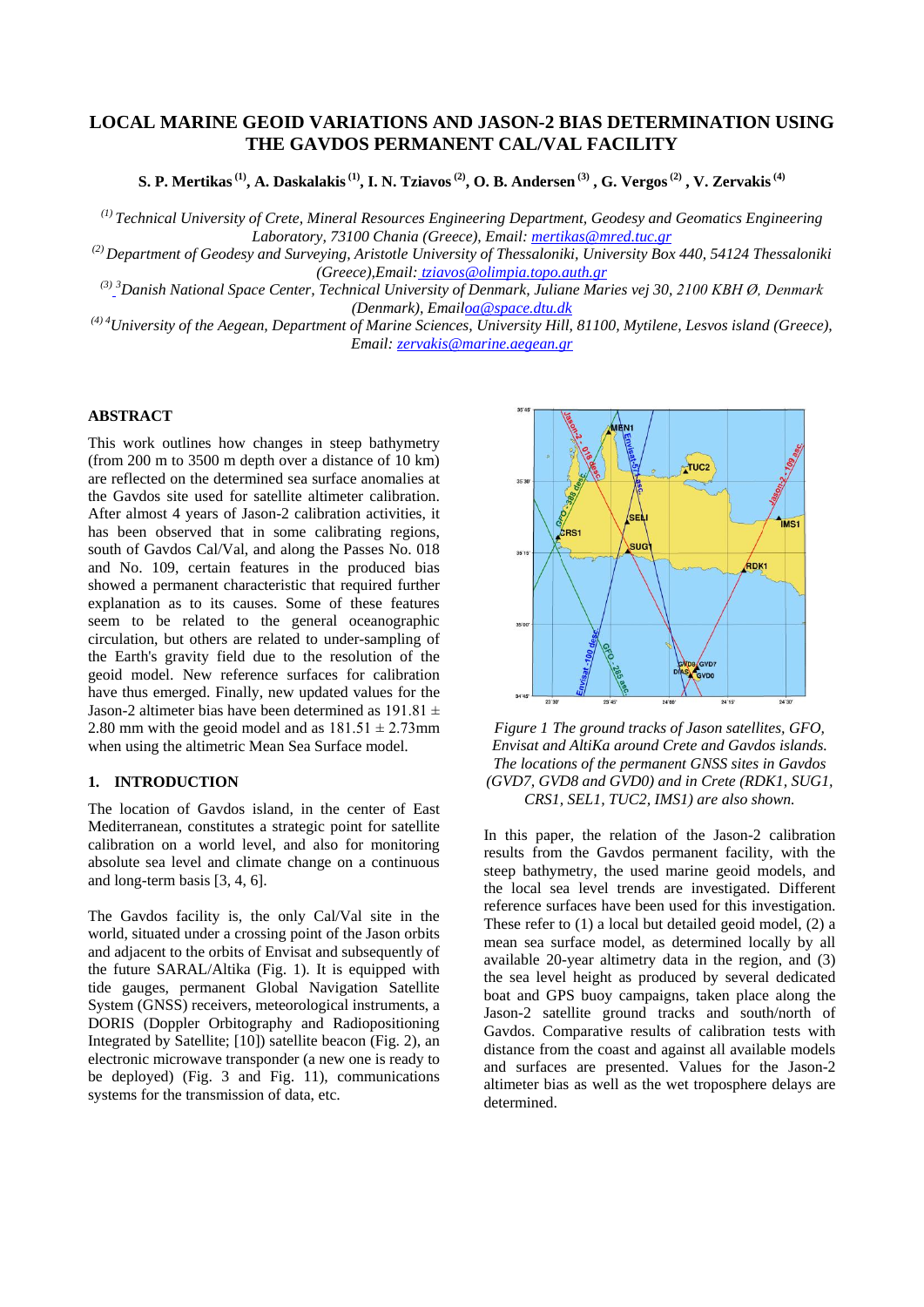# LOCAL MARINE GEOID VARIATIONS AND JASON-2 BIAS DETERMINATION USING THE GAVDOS PERMANENT CAL/VAL FACILITY

**S. P. Mertikas [(1)], A. Daskalakis [(1)], I. N. Tziavos [(2)], O. B. Andersen [(3)], G. Vergos [(2)], V. Zervakis [(4)]**

*[(1)] Technical University of Crete, Mineral Resources Engineering Department, Geodesy and Geomatics Engineering Laboratory, 73100 Chania (Greece), Email: mertikas@mred.tuc.gr*

*[(2)] Department of Geodesy and Surveying, Aristotle University of Thessaloniki, University Box 440, 54124 Thessaloniki (Greece),Email: tziavos@olimpia.topo.auth.gr*

*[(3)] Danish National Space Center, Technical University of Denmark, Juliane Maries vej 30, 2100 KBH Ø, Denmark (Denmark), Emailoa@space.dtu.dk*

*[(4)] University of the Aegean, Department of Marine Sciences, University Hill, 81100, Mytilene, Lesvos island (Greece), Email: zervakis@marine.aegean.gr*

## ABSTRACT

This work outlines how changes in steep bathymetry (from 200 m to 3500 m depth over a distance of 10 km) are reflected on the determined sea surface anomalies at the Gavdos site used for satellite altimeter calibration. After almost 4 years of Jason-2 calibration activities, it has been observed that in some calibrating regions, south of Gavdos Cal/Val, and along the Passes No. 018 and No. 109, certain features in the produced bias showed a permanent characteristic that required further explanation as to its causes. Some of these features seem to be related to the general oceanographic circulation, but others are related to under-sampling of the Earth's gravity field due to the resolution of the geoid model. New reference surfaces for calibration have thus emerged. Finally, new updated values for the Jason-2 altimeter bias have been determined as 191.81 ± 2.80 mm with the geoid model and as 181.51 ± 2.73mm when using the altimetric Mean Sea Surface model.

## 1. INTRODUCTION

The location of Gavdos island, in the center of East Mediterranean, constitutes a strategic point for satellite calibration on a world level, and also for monitoring absolute sea level and climate change on a continuous and long-term basis [3, 4, 6].

The Gavdos facility is, the only Cal/Val site in the world, situated under a crossing point of the Jason orbits and adjacent to the orbits of Envisat and subsequently of the future SARAL/Altika (Fig. 1). It is equipped with tide gauges, permanent Global Navigation Satellite System (GNSS) receivers, meteorological instruments, a DORIS (Doppler Orbitography and Radiopositioning Integrated by Satellite; [10]) satellite beacon (Fig. 2), an electronic microwave transponder (a new one is ready to be deployed) (Fig. 3 and Fig. 11), communications systems for the transmission of data, etc.

*Figure 1 The ground tracks of Jason satellites, GFO, Envisat and AltiKa around Crete and Gavdos islands. The locations of the permanent GNSS sites in Gavdos (GVD7, GVD8 and GVD0) and in Crete (RDK1, SUG1, CRS1, SEL1, TUC2, IMS1) are also shown.*

In this paper, the relation of the Jason-2 calibration results from the Gavdos permanent facility, with the steep bathymetry, the used marine geoid models, and the local sea level trends are investigated. Different reference surfaces have been used for this investigation. These refer to (1) a local but detailed geoid model, (2) a mean sea surface model, as determined locally by all available 20-year altimetry data in the region, and (3) the sea level height as produced by several dedicated boat and GPS buoy campaigns, taken place along the Jason-2 satellite ground tracks and south/north of Gavdos. Comparative results of calibration tests with distance from the coast and against all available models and surfaces are presented. Values for the Jason-2 altimeter bias as well as the wet troposphere delays are determined.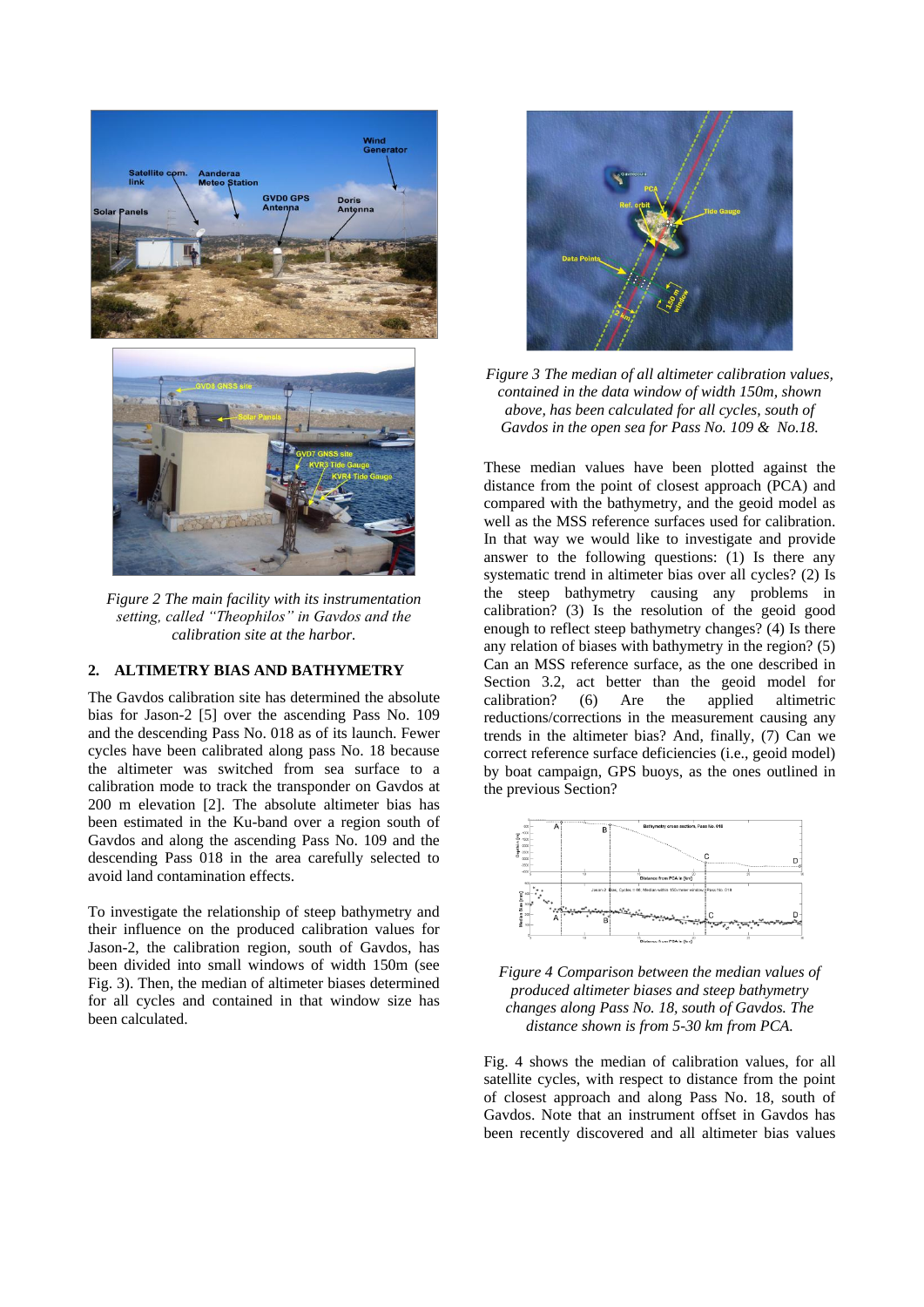*Figure 2 The main facility with its instrumentation setting, called "Theophilos" in Gavdos and the calibration site at the harbor.*

## 2. ALTIMETRY BIAS AND BATHYMETRY

The Gavdos calibration site has determined the absolute bias for Jason-2 [5] over the ascending Pass No. 109 and the descending Pass No. 018 as of its launch. Fewer cycles have been calibrated along pass No. 18 because the altimeter was switched from sea surface to a calibration mode to track the transponder on Gavdos at 200 m elevation [2]. The absolute altimeter bias has been estimated in the Ku-band over a region south of Gavdos and along the ascending Pass No. 109 and the descending Pass 018 in the area carefully selected to avoid land contamination effects.

To investigate the relationship of steep bathymetry and their influence on the produced calibration values for Jason-2, the calibration region, south of Gavdos, has been divided into small windows of width 150m (see Fig. 3). Then, the median of altimeter biases determined for all cycles and contained in that window size has been calculated.

*Figure 3 The median of all altimeter calibration values, contained in the data window of width 150m, shown above, has been calculated for all cycles, south of Gavdos in the open sea for Pass No. 109 & No.18.*

These median values have been plotted against the distance from the point of closest approach (PCA) and compared with the bathymetry, and the geoid model as well as the MSS reference surfaces used for calibration. In that way we would like to investigate and provide answer to the following questions: (1) Is there any systematic trend in altimeter bias over all cycles? (2) Is the steep bathymetry causing any problems in calibration? (3) Is the resolution of the geoid good enough to reflect steep bathymetry changes? (4) Is there any relation of biases with bathymetry in the region? (5) Can an MSS reference surface, as the one described in Section 3.2, act better than the geoid model for calibration? (6) Are the applied altimetric reductions/corrections in the measurement causing any trends in the altimeter bias? And, finally, (7) Can we correct reference surface deficiencies (i.e., geoid model) by boat campaign, GPS buoys, as the ones outlined in the previous Section?

*Figure 4 Comparison between the median values of produced altimeter biases and steep bathymetry changes along Pass No. 18, south of Gavdos. The distance shown is from 5-30 km from PCA.*

Fig. 4 shows the median of calibration values, for all satellite cycles, with respect to distance from the point of closest approach and along Pass No. 18, south of Gavdos. Note that an instrument offset in Gavdos has been recently discovered and all altimeter bias values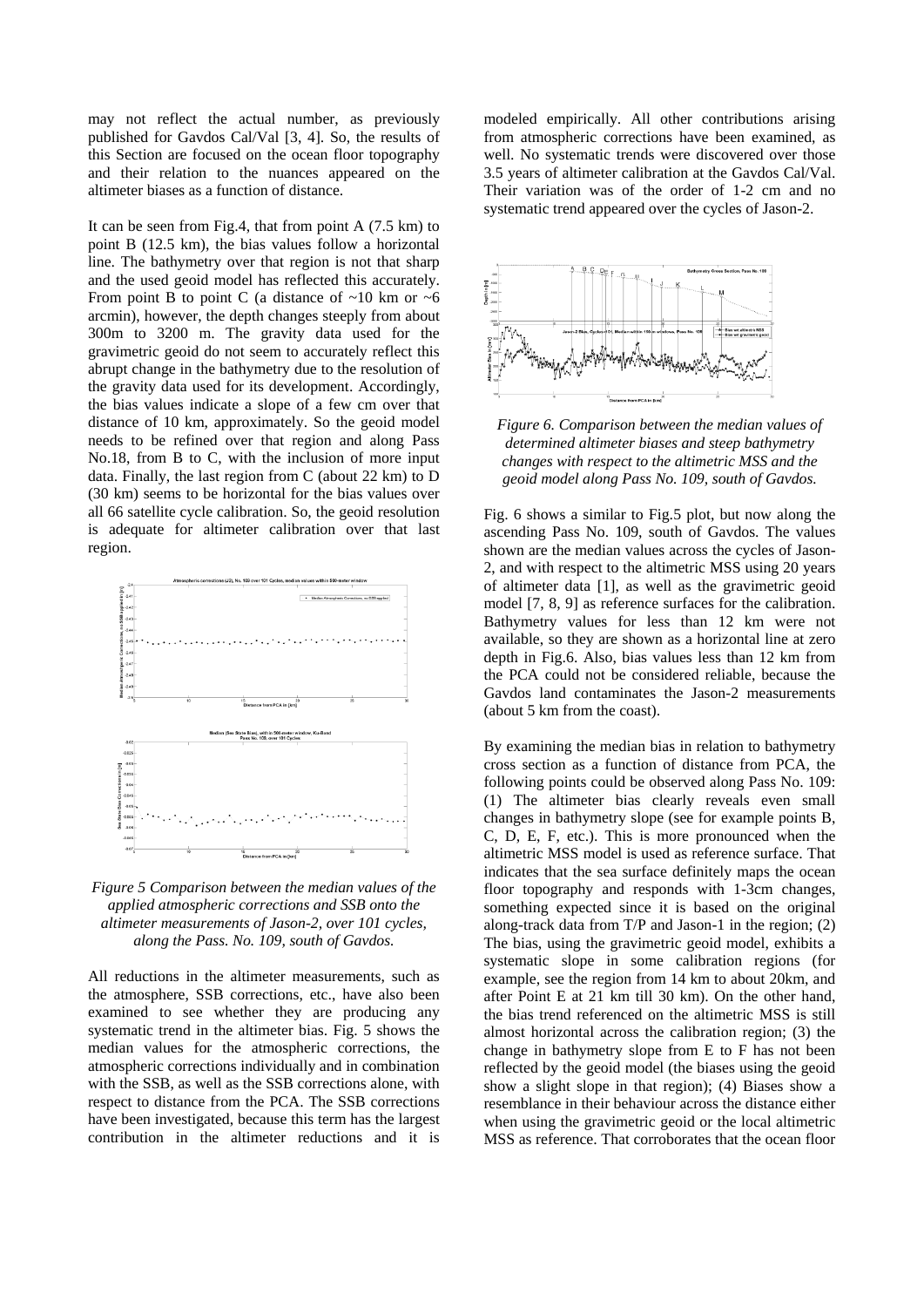may not reflect the actual number, as previously published for Gavdos Cal/Val [3, 4]. So, the results of this Section are focused on the ocean floor topography and their relation to the nuances appeared on the altimeter biases as a function of distance.

It can be seen from Fig.4, that from point A (7.5 km) to point B (12.5 km), the bias values follow a horizontal line. The bathymetry over that region is not that sharp and the used geoid model has reflected this accurately. From point B to point C (a distance of ~10 km or ~6 arcmin), however, the depth changes steeply from about 300m to 3200 m. The gravity data used for the gravimetric geoid do not seem to accurately reflect this abrupt change in the bathymetry due to the resolution of the gravity data used for its development. Accordingly, the bias values indicate a slope of a few cm over that distance of 10 km, approximately. So the geoid model needs to be refined over that region and along Pass No.18, from B to C, with the inclusion of more input data. Finally, the last region from C (about 22 km) to D (30 km) seems to be horizontal for the bias values over all 66 satellite cycle calibration. So, the geoid resolution is adequate for altimeter calibration over that last region.

*Figure 5 Comparison between the median values of the applied atmospheric corrections and SSB onto the altimeter measurements of Jason-2, over 101 cycles, along the Pass. No. 109, south of Gavdos.*

All reductions in the altimeter measurements, such as the atmosphere, SSB corrections, etc., have also been examined to see whether they are producing any systematic trend in the altimeter bias. Fig. 5 shows the median values for the atmospheric corrections, the atmospheric corrections individually and in combination with the SSB, as well as the SSB corrections alone, with respect to distance from the PCA. The SSB corrections have been investigated, because this term has the largest contribution in the altimeter reductions and it is modeled empirically. All other contributions arising from atmospheric corrections have been examined, as well. No systematic trends were discovered over those 3.5 years of altimeter calibration at the Gavdos Cal/Val. Their variation was of the order of 1-2 cm and no systematic trend appeared over the cycles of Jason-2.

*Figure 6. Comparison between the median values of determined altimeter biases and steep bathymetry changes with respect to the altimetric MSS and the geoid model along Pass No. 109, south of Gavdos.*

Fig. 6 shows a similar to Fig.5 plot, but now along the ascending Pass No. 109, south of Gavdos. The values shown are the median values across the cycles of Jason-2, and with respect to the altimetric MSS using 20 years of altimeter data [1], as well as the gravimetric geoid model [7, 8, 9] as reference surfaces for the calibration. Bathymetry values for less than 12 km were not available, so they are shown as a horizontal line at zero depth in Fig.6. Also, bias values less than 12 km from the PCA could not be considered reliable, because the Gavdos land contaminates the Jason-2 measurements (about 5 km from the coast).

By examining the median bias in relation to bathymetry cross section as a function of distance from PCA, the following points could be observed along Pass No. 109: (1) The altimeter bias clearly reveals even small changes in bathymetry slope (see for example points B, C, D, E, F, etc.). This is more pronounced when the altimetric MSS model is used as reference surface. That indicates that the sea surface definitely maps the ocean floor topography and responds with 1-3cm changes, something expected since it is based on the original along-track data from T/P and Jason-1 in the region; (2) The bias, using the gravimetric geoid model, exhibits a systematic slope in some calibration regions (for example, see the region from 14 km to about 20km, and after Point E at 21 km till 30 km). On the other hand, the bias trend referenced on the altimetric MSS is still almost horizontal across the calibration region; (3) the change in bathymetry slope from E to F has not been reflected by the geoid model (the biases using the geoid show a slight slope in that region); (4) Biases show a resemblance in their behaviour across the distance either when using the gravimetric geoid or the local altimetric MSS as reference. That corroborates that the ocean floor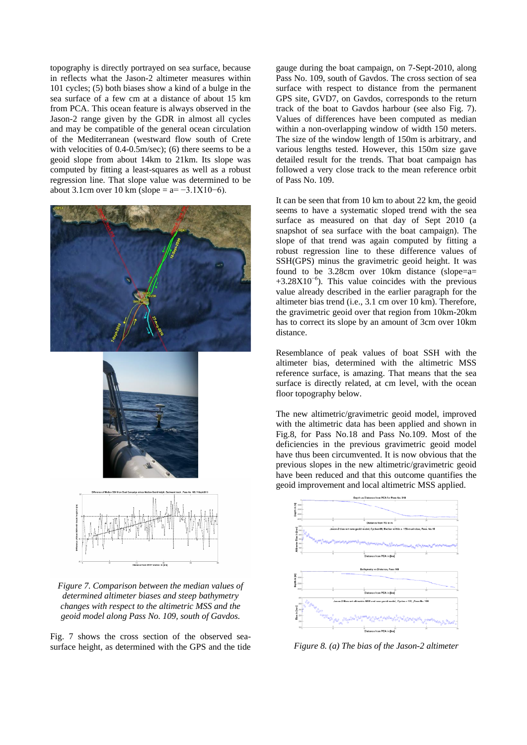topography is directly portrayed on sea surface, because in reflects what the Jason-2 altimeter measures within 101 cycles; (5) both biases show a kind of a bulge in the sea surface of a few cm at a distance of about 15 km from PCA. This ocean feature is always observed in the Jason-2 range given by the GDR in almost all cycles and may be compatible of the general ocean circulation of the Mediterranean (westward flow south of Crete with velocities of 0.4-0.5m/sec); (6) there seems to be a geoid slope from about 14km to 21km. Its slope was computed by fitting a least-squares as well as a robust regression line. That slope value was determined to be about 3.1cm over 10 km (slope = a= $-3.1X10^{-6}$).

*Figure 7. Comparison between the median values of determined altimeter biases and steep bathymetry changes with respect to the altimetric MSS and the geoid model along Pass No. 109, south of Gavdos.*

Fig. 7 shows the cross section of the observed sea-surface height, as determined with the GPS and the tide gauge during the boat campaign, on 7-Sept-2010, along Pass No. 109, south of Gavdos. The cross section of sea surface with respect to distance from the permanent GPS site, GVD7, on Gavdos, corresponds to the return track of the boat to Gavdos harbour (see also Fig. 7). Values of differences have been computed as median within a non-overlapping window of width 150 meters. The size of the window length of 150m is arbitrary, and various lengths tested. However, this 150m size gave detailed result for the trends. That boat campaign has followed a very close track to the mean reference orbit of Pass No. 109.

It can be seen that from 10 km to about 22 km, the geoid seems to have a systematic sloped trend with the sea surface as measured on that day of Sept 2010 (a snapshot of sea surface with the boat campaign). The slope of that trend was again computed by fitting a robust regression line to these difference values of SSH(GPS) minus the gravimetric geoid height. It was found to be 3.28cm over 10km distance (slope=a= $+3.28X10^{-6}$). This value coincides with the previous value already described in the earlier paragraph for the altimeter bias trend (i.e., 3.1 cm over 10 km). Therefore, the gravimetric geoid over that region from 10km-20km has to correct its slope by an amount of 3cm over 10km distance.

Resemblance of peak values of boat SSH with the altimeter bias, determined with the altimetric MSS reference surface, is amazing. That means that the sea surface is directly related, at cm level, with the ocean floor topography below.

The new altimetric/gravimetric geoid model, improved with the altimetric data has been applied and shown in Fig.8, for Pass No.18 and Pass No.109. Most of the deficiencies in the previous gravimetric geoid model have thus been circumvented. It is now obvious that the previous slopes in the new altimetric/gravimetric geoid have been reduced and that this outcome quantifies the geoid improvement and local altimetric MSS applied.

*Figure 8. (a) The bias of the Jason-2 altimeter*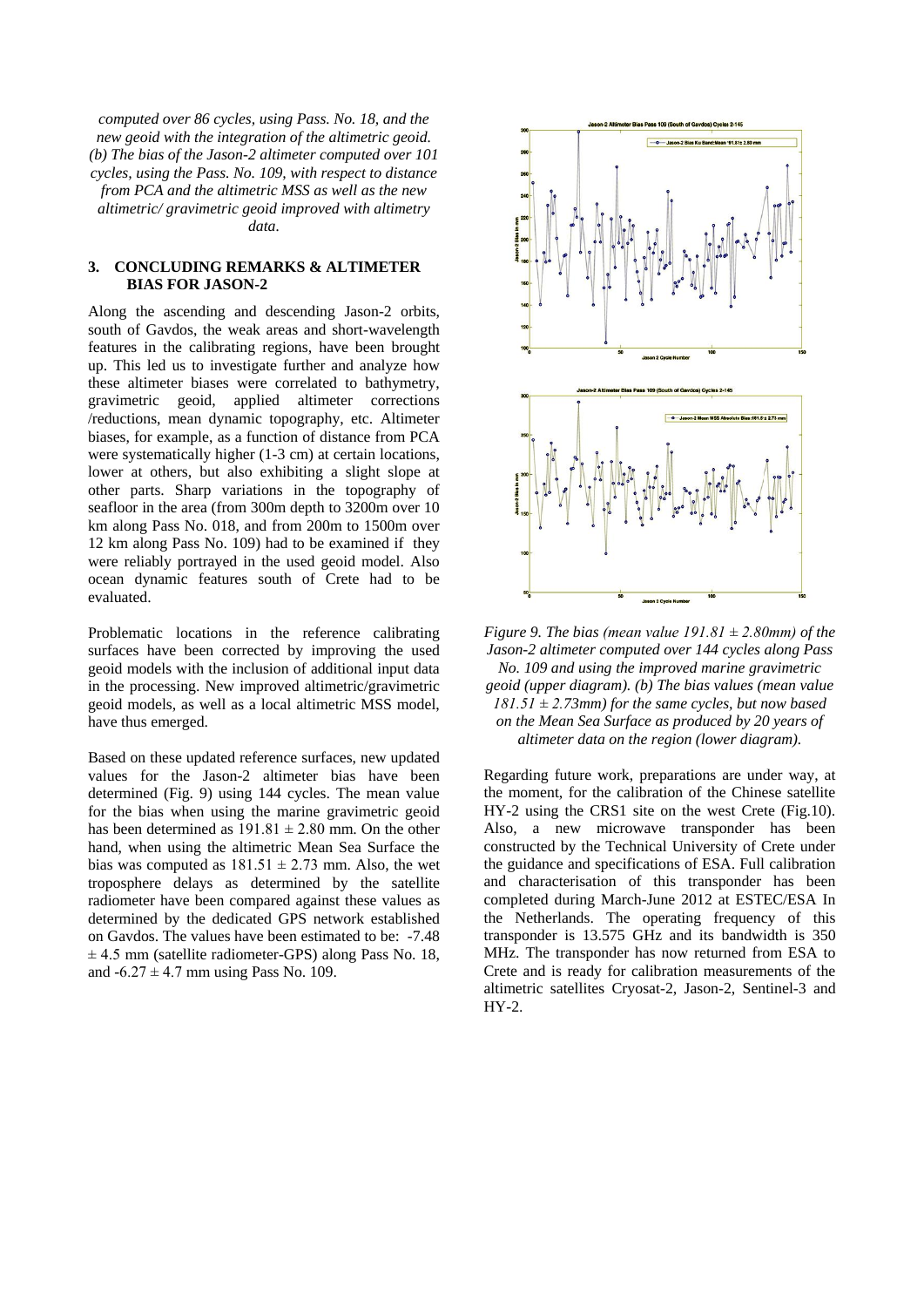*computed over 86 cycles, using Pass. No. 18, and the new geoid with the integration of the altimetric geoid. (b) The bias of the Jason-2 altimeter computed over 101 cycles, using the Pass. No. 109, with respect to distance from PCA and the altimetric MSS as well as the new altimetric/ gravimetric geoid improved with altimetry data.*

## 3. CONCLUDING REMARKS & ALTIMETER BIAS FOR JASON-2

Along the ascending and descending Jason-2 orbits, south of Gavdos, the weak areas and short-wavelength features in the calibrating regions, have been brought up. This led us to investigate further and analyze how these altimeter biases were correlated to bathymetry, gravimetric geoid, applied altimeter corrections /reductions, mean dynamic topography, etc. Altimeter biases, for example, as a function of distance from PCA were systematically higher (1-3 cm) at certain locations, lower at others, but also exhibiting a slight slope at other parts. Sharp variations in the topography of seafloor in the area (from 300m depth to 3200m over 10 km along Pass No. 018, and from 200m to 1500m over 12 km along Pass No. 109) had to be examined if they were reliably portrayed in the used geoid model. Also ocean dynamic features south of Crete had to be evaluated.

Problematic locations in the reference calibrating surfaces have been corrected by improving the used geoid models with the inclusion of additional input data in the processing. New improved altimetric/gravimetric geoid models, as well as a local altimetric MSS model, have thus emerged.

Based on these updated reference surfaces, new updated values for the Jason-2 altimeter bias have been determined (Fig. 9) using 144 cycles. The mean value for the bias when using the marine gravimetric geoid has been determined as $191.81 \pm 2.80$ mm. On the other hand, when using the altimetric Mean Sea Surface the bias was computed as $181.51 \pm 2.73$ mm. Also, the wet troposphere delays as determined by the satellite radiometer have been compared against these values as determined by the dedicated GPS network established on Gavdos. The values have been estimated to be: $-7.48 \pm 4.5$ mm (satellite radiometer-GPS) along Pass No. 18, and $-6.27 \pm 4.7$ mm using Pass No. 109.

*Figure 9. The bias (mean value $191.81 \pm 2.80$mm) of the Jason-2 altimeter computed over 144 cycles along Pass No. 109 and using the improved marine gravimetric geoid (upper diagram). (b) The bias values (mean value $181.51 \pm 2.73$mm) for the same cycles, but now based on the Mean Sea Surface as produced by 20 years of altimeter data on the region (lower diagram).*

Regarding future work, preparations are under way, at the moment, for the calibration of the Chinese satellite HY-2 using the CRS1 site on the west Crete (Fig.10). Also, a new microwave transponder has been constructed by the Technical University of Crete under the guidance and specifications of ESA. Full calibration and characterisation of this transponder has been completed during March-June 2012 at ESTEC/ESA In the Netherlands. The operating frequency of this transponder is 13.575 GHz and its bandwidth is 350 MHz. The transponder has now returned from ESA to Crete and is ready for calibration measurements of the altimetric satellites Cryosat-2, Jason-2, Sentinel-3 and HY-2.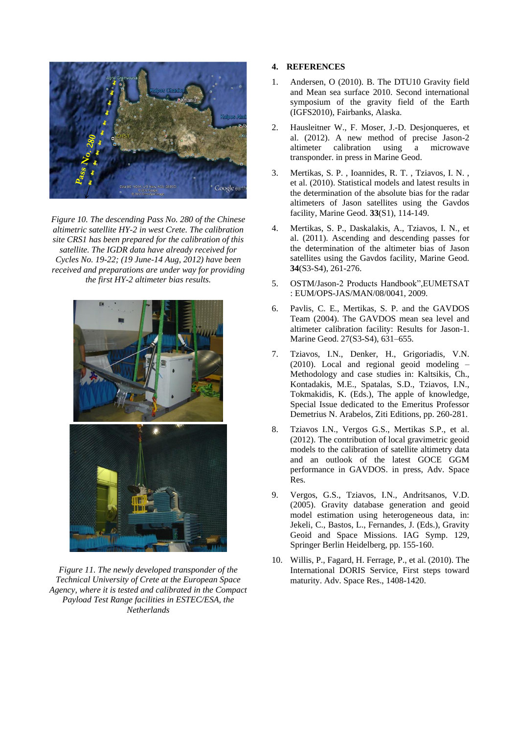*Figure 10. The descending Pass No. 280 of the Chinese altimetric satellite HY-2 in west Crete. The calibration site CRS1 has been prepared for the calibration of this satellite. The IGDR data have already received for Cycles No. 19-22; (19 June-14 Aug, 2012) have been received and preparations are under way for providing the first HY-2 altimeter bias results.*

*Figure 11. The newly developed transponder of the Technical University of Crete at the European Space Agency, where it is tested and calibrated in the Compact Payload Test Range facilities in ESTEC/ESA, the Netherlands*

## 4. REFERENCES

1. Andersen, O (2010). B. The DTU10 Gravity field and Mean sea surface 2010. Second international symposium of the gravity field of the Earth (IGFS2010), Fairbanks, Alaska.

2. Hausleitner W., F. Moser, J.-D. Desjonqueres, et al. (2012). A new method of precise Jason-2 altimeter calibration using a microwave transponder. in press in Marine Geod.

3. Mertikas, S. P. , Ioannides, R. T. , Tziavos, I. N. , et al. (2010). Statistical models and latest results in the determination of the absolute bias for the radar altimeters of Jason satellites using the Gavdos facility, Marine Geod. **33**(S1), 114-149.

4. Mertikas, S. P., Daskalakis, A., Tziavos, I. N., et al. (2011). Ascending and descending passes for the determination of the altimeter bias of Jason satellites using the Gavdos facility, Marine Geod. **34**(S3-S4), 261-276.

5. OSTM/Jason-2 Products Handbook",EUMETSAT : EUM/OPS-JAS/MAN/08/0041, 2009.

6. Pavlis, C. E., Mertikas, S. P. and the GAVDOS Team (2004). The GAVDOS mean sea level and altimeter calibration facility: Results for Jason-1. Marine Geod. 27(S3-S4), 631–655.

7. Tziavos, I.N., Denker, H., Grigoriadis, V.N. (2010). Local and regional geoid modeling – Methodology and case studies in: Kaltsikis, Ch., Kontadakis, M.E., Spatalas, S.D., Tziavos, I.N., Tokmakidis, K. (Eds.), The apple of knowledge, Special Issue dedicated to the Emeritus Professor Demetrius N. Arabelos, Ziti Editions, pp. 260-281.

8. Tziavos I.N., Vergos G.S., Mertikas S.P., et al. (2012). The contribution of local gravimetric geoid models to the calibration of satellite altimetry data and an outlook of the latest GOCE GGM performance in GAVDOS. in press, Adv. Space Res.

9. Vergos, G.S., Tziavos, I.N., Andritsanos, V.D. (2005). Gravity database generation and geoid model estimation using heterogeneous data, in: Jekeli, C., Bastos, L., Fernandes, J. (Eds.), Gravity Geoid and Space Missions. IAG Symp. 129, Springer Berlin Heidelberg, pp. 155-160.

10. Willis, P., Fagard, H. Ferrage, P., et al. (2010). The International DORIS Service, First steps toward maturity. Adv. Space Res., 1408-1420.